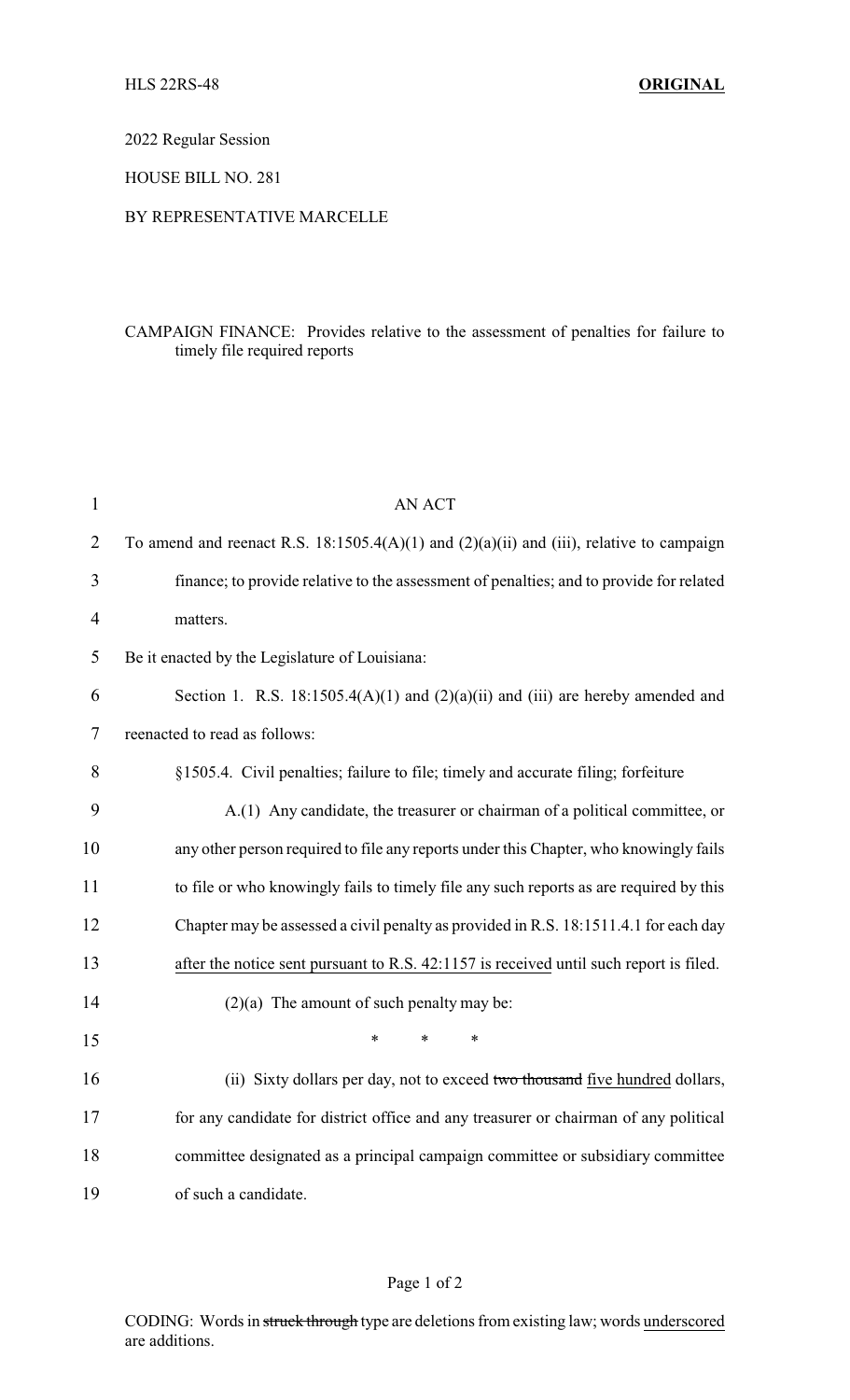HLS 22RS-48 **ORIGINAL**

2022 Regular Session

HOUSE BILL NO. 281

BY REPRESENTATIVE MARCELLE

CAMPAIGN FINANCE: Provides relative to the assessment of penalties for failure to timely file required reports

AN ACT

To amend and reenact R.S. 18:1505.4(A)(1) and (2)(a)(ii) and (iii), relative to campaign finance; to provide relative to the assessment of penalties; and to provide for related matters.

Be it enacted by the Legislature of Louisiana:

Section 1. R.S. 18:1505.4(A)(1) and (2)(a)(ii) and (iii) are hereby amended and reenacted to read as follows:

§1505.4. Civil penalties; failure to file; timely and accurate filing; forfeiture

A.(1) Any candidate, the treasurer or chairman of a political committee, or any other person required to file any reports under this Chapter, who knowingly fails to file or who knowingly fails to timely file any such reports as are required by this Chapter may be assessed a civil penalty as provided in R.S. 18:1511.4.1 for each day after the notice sent pursuant to R.S. 42:1157 is received until such report is filed.

(2)(a) The amount of such penalty may be:

\* \* \*

(ii) Sixty dollars per day, not to exceed ~~two thousand~~ five hundred dollars, for any candidate for district office and any treasurer or chairman of any political committee designated as a principal campaign committee or subsidiary committee of such a candidate.

CODING: Words in ~~struck through~~ type are deletions from existing law; words underscored are additions.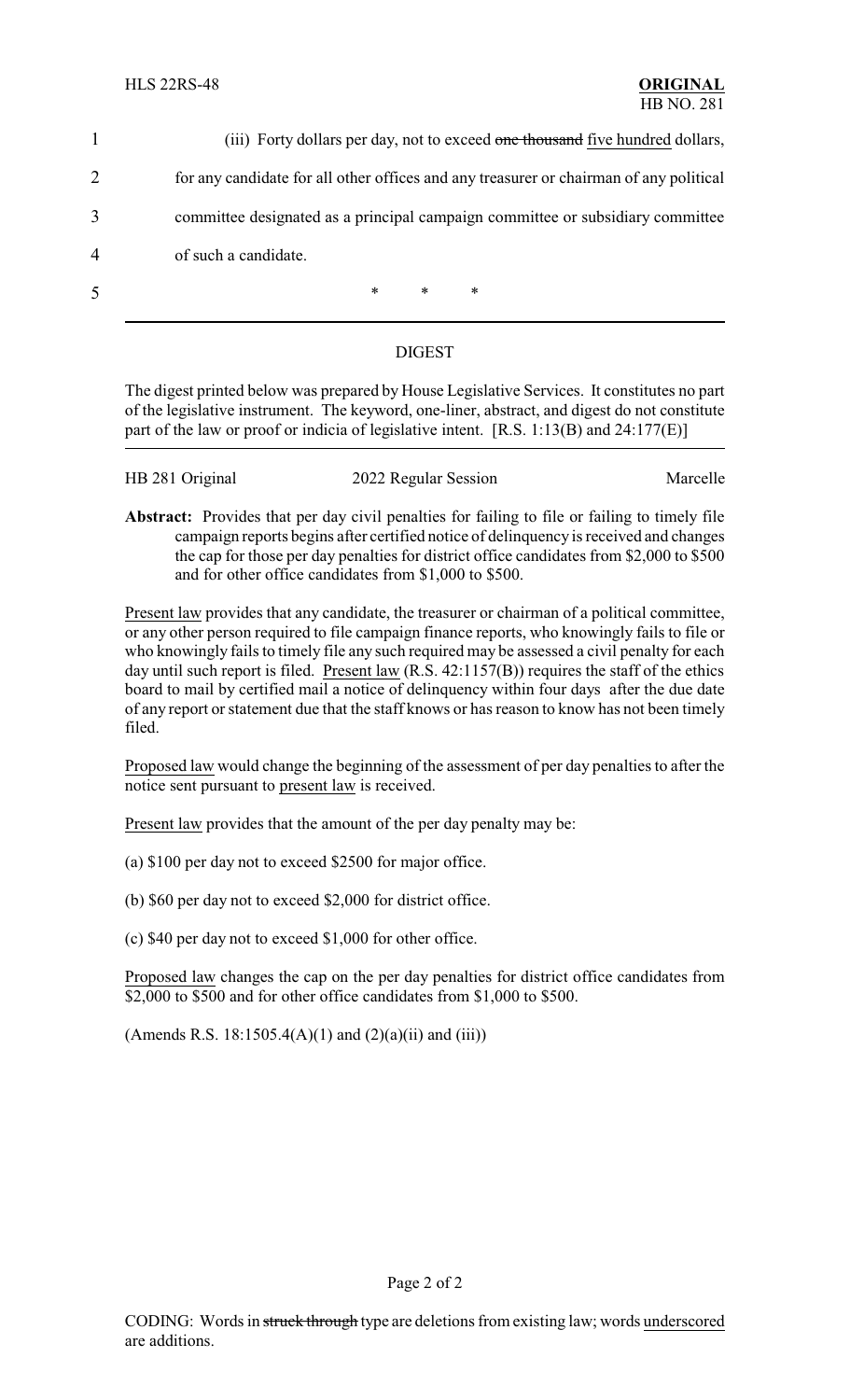(iii) Forty dollars per day, not to exceed ~~one thousand~~ five hundred dollars, for any candidate for all other offices and any treasurer or chairman of any political committee designated as a principal campaign committee or subsidiary committee of such a candidate.

\* \* \*

---

## DIGEST

The digest printed below was prepared by House Legislative Services. It constitutes no part of the legislative instrument. The keyword, one-liner, abstract, and digest do not constitute part of the law or proof or indicia of legislative intent. [R.S. 1:13(B) and 24:177(E)]

HB 281 Original | 2022 Regular Session | Marcelle

**Abstract:** Provides that per day civil penalties for failing to file or failing to timely file campaign reports begins after certified notice of delinquency is received and changes the cap for those per day penalties for district office candidates from $2,000 to $500 and for other office candidates from $1,000 to $500.

Present law provides that any candidate, the treasurer or chairman of a political committee, or any other person required to file campaign finance reports, who knowingly fails to file or who knowingly fails to timely file any such required may be assessed a civil penalty for each day until such report is filed. Present law (R.S. 42:1157(B)) requires the staff of the ethics board to mail by certified mail a notice of delinquency within four days after the due date of any report or statement due that the staff knows or has reason to know has not been timely filed.

Proposed law would change the beginning of the assessment of per day penalties to after the notice sent pursuant to present law is received.

Present law provides that the amount of the per day penalty may be:

(a) $100 per day not to exceed $2500 for major office.

(b) $60 per day not to exceed $2,000 for district office.

(c) $40 per day not to exceed $1,000 for other office.

Proposed law changes the cap on the per day penalties for district office candidates from $2,000 to $500 and for other office candidates from $1,000 to $500.

(Amends R.S. 18:1505.4(A)(1) and (2)(a)(ii) and (iii))

CODING: Words in ~~struck through~~ type are deletions from existing law; words underscored are additions.